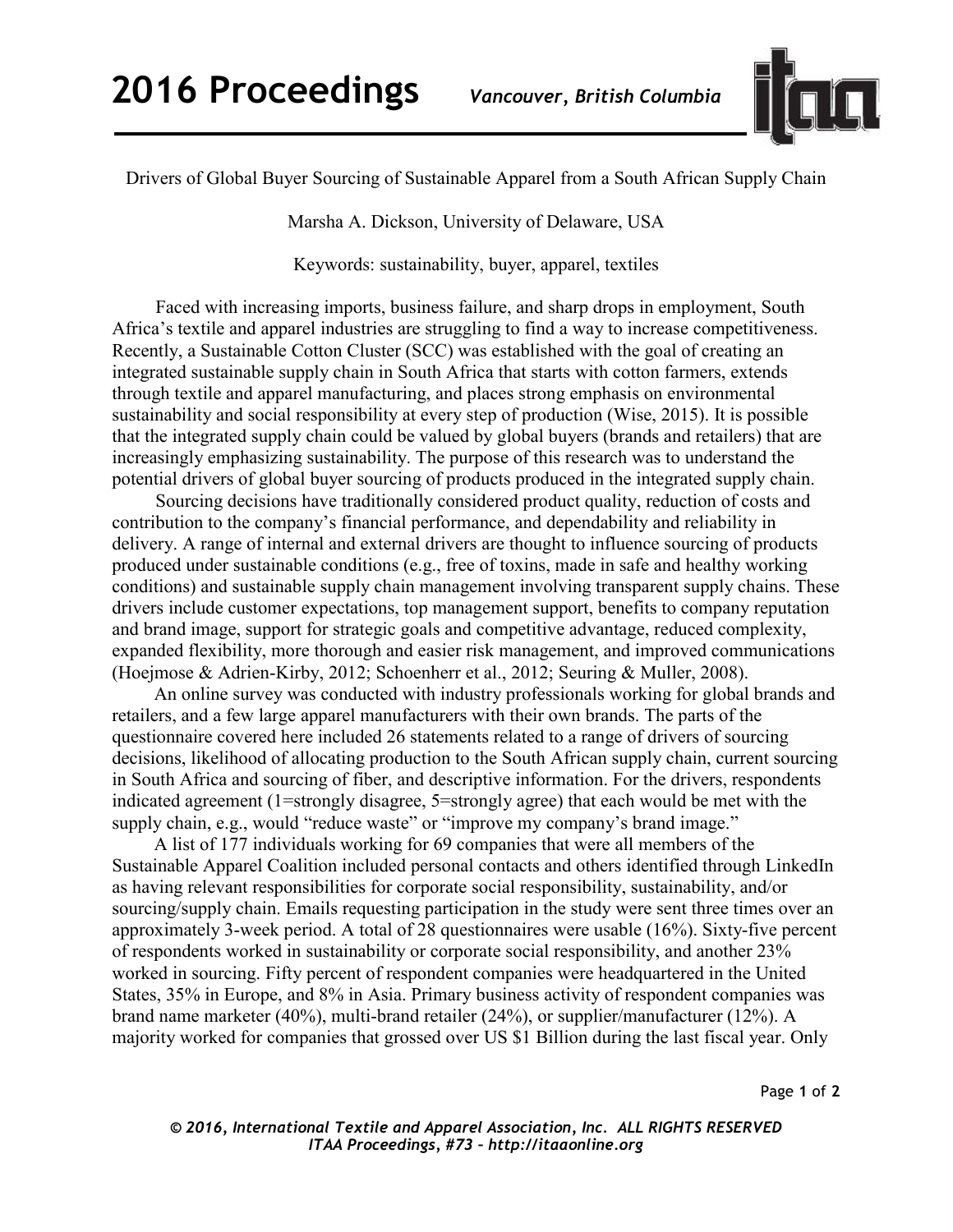# Drivers of Global Buyer Sourcing of Sustainable Apparel from a South African Supply Chain

Marsha A. Dickson, University of Delaware, USA

Keywords: sustainability, buyer, apparel, textiles

Faced with increasing imports, business failure, and sharp drops in employment, South Africa's textile and apparel industries are struggling to find a way to increase competitiveness. Recently, a Sustainable Cotton Cluster (SCC) was established with the goal of creating an integrated sustainable supply chain in South Africa that starts with cotton farmers, extends through textile and apparel manufacturing, and places strong emphasis on environmental sustainability and social responsibility at every step of production (Wise, 2015). It is possible that the integrated supply chain could be valued by global buyers (brands and retailers) that are increasingly emphasizing sustainability. The purpose of this research was to understand the potential drivers of global buyer sourcing of products produced in the integrated supply chain.

Sourcing decisions have traditionally considered product quality, reduction of costs and contribution to the company's financial performance, and dependability and reliability in delivery. A range of internal and external drivers are thought to influence sourcing of products produced under sustainable conditions (e.g., free of toxins, made in safe and healthy working conditions) and sustainable supply chain management involving transparent supply chains. These drivers include customer expectations, top management support, benefits to company reputation and brand image, support for strategic goals and competitive advantage, reduced complexity, expanded flexibility, more thorough and easier risk management, and improved communications (Hoejmose & Adrien-Kirby, 2012; Schoenherr et al., 2012; Seuring & Muller, 2008).

An online survey was conducted with industry professionals working for global brands and retailers, and a few large apparel manufacturers with their own brands. The parts of the questionnaire covered here included 26 statements related to a range of drivers of sourcing decisions, likelihood of allocating production to the South African supply chain, current sourcing in South Africa and sourcing of fiber, and descriptive information. For the drivers, respondents indicated agreement (1=strongly disagree, 5=strongly agree) that each would be met with the supply chain, e.g., would "reduce waste" or "improve my company's brand image."

A list of 177 individuals working for 69 companies that were all members of the Sustainable Apparel Coalition included personal contacts and others identified through LinkedIn as having relevant responsibilities for corporate social responsibility, sustainability, and/or sourcing/supply chain. Emails requesting participation in the study were sent three times over an approximately 3-week period. A total of 28 questionnaires were usable (16%). Sixty-five percent of respondents worked in sustainability or corporate social responsibility, and another 23% worked in sourcing. Fifty percent of respondent companies were headquartered in the United States, 35% in Europe, and 8% in Asia. Primary business activity of respondent companies was brand name marketer (40%), multi-brand retailer (24%), or supplier/manufacturer (12%). A majority worked for companies that grossed over US $1 Billion during the last fiscal year. Only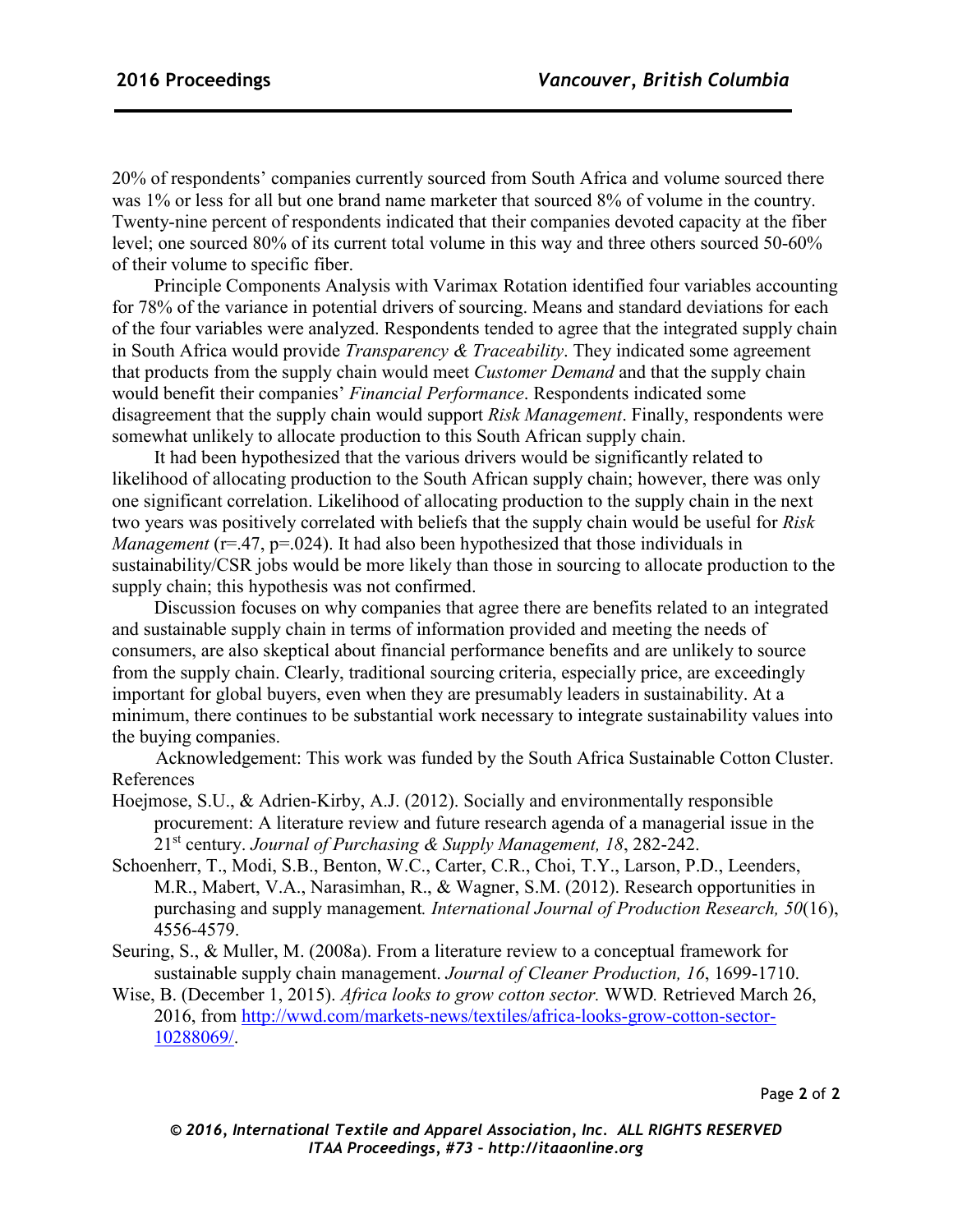20% of respondents' companies currently sourced from South Africa and volume sourced there was 1% or less for all but one brand name marketer that sourced 8% of volume in the country. Twenty-nine percent of respondents indicated that their companies devoted capacity at the fiber level; one sourced 80% of its current total volume in this way and three others sourced 50-60% of their volume to specific fiber.

Principle Components Analysis with Varimax Rotation identified four variables accounting for 78% of the variance in potential drivers of sourcing. Means and standard deviations for each of the four variables were analyzed. Respondents tended to agree that the integrated supply chain in South Africa would provide *Transparency & Traceability*. They indicated some agreement that products from the supply chain would meet *Customer Demand* and that the supply chain would benefit their companies' *Financial Performance*. Respondents indicated some disagreement that the supply chain would support *Risk Management*. Finally, respondents were somewhat unlikely to allocate production to this South African supply chain.

It had been hypothesized that the various drivers would be significantly related to likelihood of allocating production to the South African supply chain; however, there was only one significant correlation. Likelihood of allocating production to the supply chain in the next two years was positively correlated with beliefs that the supply chain would be useful for *Risk Management* ($r=.47$, $p=.024$). It had also been hypothesized that those individuals in sustainability/CSR jobs would be more likely than those in sourcing to allocate production to the supply chain; this hypothesis was not confirmed.

Discussion focuses on why companies that agree there are benefits related to an integrated and sustainable supply chain in terms of information provided and meeting the needs of consumers, are also skeptical about financial performance benefits and are unlikely to source from the supply chain. Clearly, traditional sourcing criteria, especially price, are exceedingly important for global buyers, even when they are presumably leaders in sustainability. At a minimum, there continues to be substantial work necessary to integrate sustainability values into the buying companies.

Acknowledgement: This work was funded by the South Africa Sustainable Cotton Cluster.

References

Hoejmose, S.U., & Adrien-Kirby, A.J. (2012). Socially and environmentally responsible procurement: A literature review and future research agenda of a managerial issue in the 21st century. *Journal of Purchasing & Supply Management, 18*, 282-242.

Schoenherr, T., Modi, S.B., Benton, W.C., Carter, C.R., Choi, T.Y., Larson, P.D., Leenders, M.R., Mabert, V.A., Narasimhan, R., & Wagner, S.M. (2012). Research opportunities in purchasing and supply management. *International Journal of Production Research, 50*(16), 4556-4579.

Seuring, S., & Muller, M. (2008a). From a literature review to a conceptual framework for sustainable supply chain management. *Journal of Cleaner Production, 16*, 1699-1710.

Wise, B. (December 1, 2015). *Africa looks to grow cotton sector.* WWD. Retrieved March 26, 2016, from http://wwd.com/markets-news/textiles/africa-looks-grow-cotton-sector-10288069/.